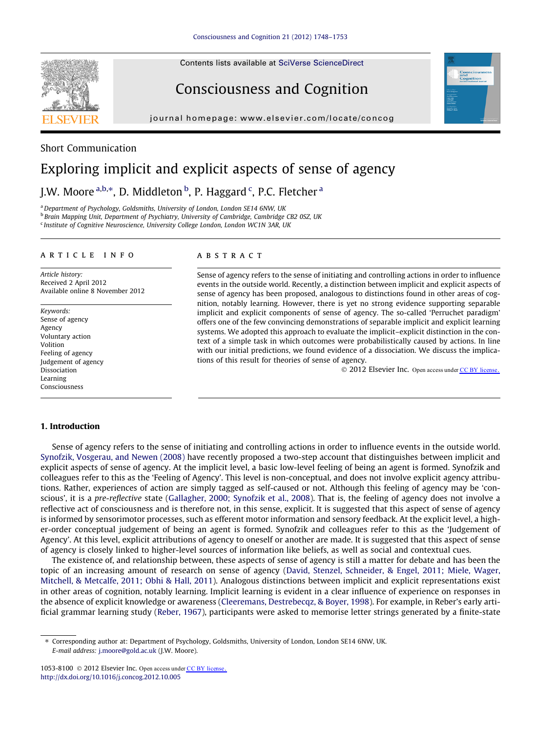Short Communication

# Exploring implicit and explicit aspects of sense of agency

J.W. Moore [a,b,*], D. Middleton [b], P. Haggard [c], P.C. Fletcher [a]

[a] Department of Psychology, Goldsmiths, University of London, London SE14 6NW, UK
[b] Brain Mapping Unit, Department of Psychiatry, University of Cambridge, Cambridge CB2 0SZ, UK
[c] Institute of Cognitive Neuroscience, University College London, London WC1N 3AR, UK

## ARTICLE INFO

*Article history:*
Received 2 April 2012
Available online 8 November 2012

*Keywords:*
Sense of agency
Agency
Voluntary action
Volition
Feeling of agency
Judgement of agency
Dissociation
Learning
Consciousness

## ABSTRACT

Sense of agency refers to the sense of initiating and controlling actions in order to influence events in the outside world. Recently, a distinction between implicit and explicit aspects of sense of agency has been proposed, analogous to distinctions found in other areas of cognition, notably learning. However, there is yet no strong evidence supporting separable implicit and explicit components of sense of agency. The so-called 'Perruchet paradigm' offers one of the few convincing demonstrations of separable implicit and explicit learning systems. We adopted this approach to evaluate the implicit–explicit distinction in the context of a simple task in which outcomes were probabilistically caused by actions. In line with our initial predictions, we found evidence of a dissociation. We discuss the implications of this result for theories of sense of agency.

© 2012 Elsevier Inc. Open access under CC BY license.

## 1. Introduction

Sense of agency refers to the sense of initiating and controlling actions in order to influence events in the outside world. Synofzik, Vosgerau, and Newen (2008) have recently proposed a two-step account that distinguishes between implicit and explicit aspects of sense of agency. At the implicit level, a basic low-level feeling of being an agent is formed. Synofzik and colleagues refer to this as the 'Feeling of Agency'. This level is non-conceptual, and does not involve explicit agency attributions. Rather, experiences of action are simply tagged as self-caused or not. Although this feeling of agency may be 'conscious', it is a *pre-reflective* state (Gallagher, 2000; Synofzik et al., 2008). That is, the feeling of agency does not involve a reflective act of consciousness and is therefore not, in this sense, explicit. It is suggested that this aspect of sense of agency is informed by sensorimotor processes, such as efferent motor information and sensory feedback. At the explicit level, a higher-order conceptual judgement of being an agent is formed. Synofzik and colleagues refer to this as the 'Judgement of Agency'. At this level, explicit attributions of agency to oneself or another are made. It is suggested that this aspect of sense of agency is closely linked to higher-level sources of information like beliefs, as well as social and contextual cues.

The existence of, and relationship between, these aspects of sense of agency is still a matter for debate and has been the topic of an increasing amount of research on sense of agency (David, Stenzel, Schneider, & Engel, 2011; Miele, Wager, Mitchell, & Metcalfe, 2011; Obhi & Hall, 2011). Analogous distinctions between implicit and explicit representations exist in other areas of cognition, notably learning. Implicit learning is evident in a clear influence of experience on responses in the absence of explicit knowledge or awareness (Cleeremans, Destrebecqz, & Boyer, 1998). For example, in Reber's early artificial grammar learning study (Reber, 1967), participants were asked to memorise letter strings generated by a finite-state

* Corresponding author at: Department of Psychology, Goldsmiths, University of London, London SE14 6NW, UK.
E-mail address: j.moore@gold.ac.uk (J.W. Moore).

1053-8100 © 2012 Elsevier Inc. Open access under CC BY license.
http://dx.doi.org/10.1016/j.concog.2012.10.005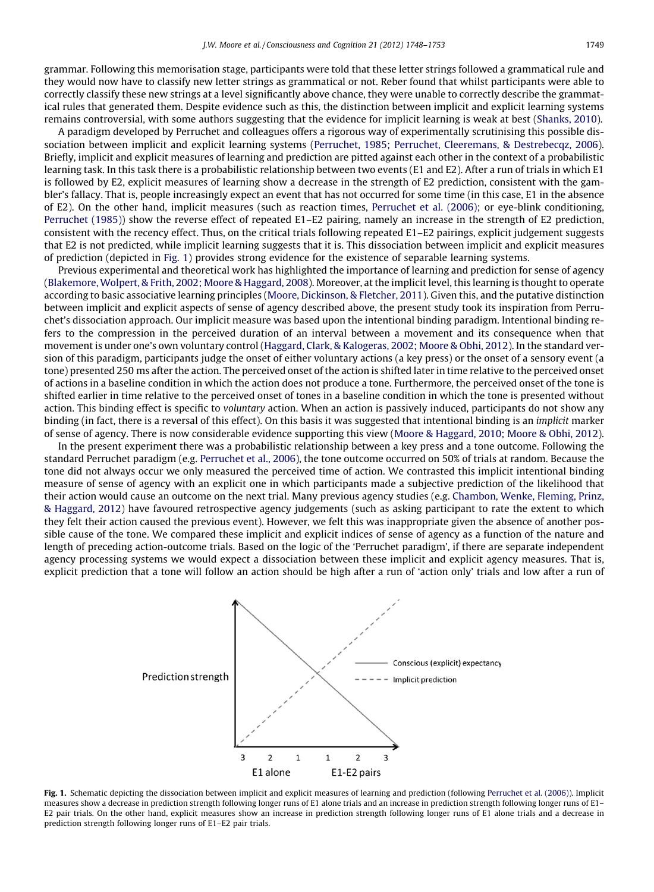grammar. Following this memorisation stage, participants were told that these letter strings followed a grammatical rule and they would now have to classify new letter strings as grammatical or not. Reber found that whilst participants were able to correctly classify these new strings at a level significantly above chance, they were unable to correctly describe the grammatical rules that generated them. Despite evidence such as this, the distinction between implicit and explicit learning systems remains controversial, with some authors suggesting that the evidence for implicit learning is weak at best (Shanks, 2010).

A paradigm developed by Perruchet and colleagues offers a rigorous way of experimentally scrutinising this possible dissociation between implicit and explicit learning systems (Perruchet, 1985; Perruchet, Cleeremans, & Destrebecqz, 2006). Briefly, implicit and explicit measures of learning and prediction are pitted against each other in the context of a probabilistic learning task. In this task there is a probabilistic relationship between two events (E1 and E2). After a run of trials in which E1 is followed by E2, explicit measures of learning show a decrease in the strength of E2 prediction, consistent with the gambler's fallacy. That is, people increasingly expect an event that has not occurred for some time (in this case, E1 in the absence of E2). On the other hand, implicit measures (such as reaction times, Perruchet et al. (2006); or eye-blink conditioning, Perruchet (1985)) show the reverse effect of repeated E1–E2 pairing, namely an increase in the strength of E2 prediction, consistent with the recency effect. Thus, on the critical trials following repeated E1–E2 pairings, explicit judgement suggests that E2 is not predicted, while implicit learning suggests that it is. This dissociation between implicit and explicit measures of prediction (depicted in Fig. 1) provides strong evidence for the existence of separable learning systems.

Previous experimental and theoretical work has highlighted the importance of learning and prediction for sense of agency (Blakemore, Wolpert, & Frith, 2002; Moore & Haggard, 2008). Moreover, at the implicit level, this learning is thought to operate according to basic associative learning principles (Moore, Dickinson, & Fletcher, 2011). Given this, and the putative distinction between implicit and explicit aspects of sense of agency described above, the present study took its inspiration from Perruchet's dissociation approach. Our implicit measure was based upon the intentional binding paradigm. Intentional binding refers to the compression in the perceived duration of an interval between a movement and its consequence when that movement is under one's own voluntary control (Haggard, Clark, & Kalogeras, 2002; Moore & Obhi, 2012). In the standard version of this paradigm, participants judge the onset of either voluntary actions (a key press) or the onset of a sensory event (a tone) presented 250 ms after the action. The perceived onset of the action is shifted later in time relative to the perceived onset of actions in a baseline condition in which the action does not produce a tone. Furthermore, the perceived onset of the tone is shifted earlier in time relative to the perceived onset of tones in a baseline condition in which the tone is presented without action. This binding effect is specific to *voluntary* action. When an action is passively induced, participants do not show any binding (in fact, there is a reversal of this effect). On this basis it was suggested that intentional binding is an *implicit* marker of sense of agency. There is now considerable evidence supporting this view (Moore & Haggard, 2010; Moore & Obhi, 2012).

In the present experiment there was a probabilistic relationship between a key press and a tone outcome. Following the standard Perruchet paradigm (e.g. Perruchet et al., 2006), the tone outcome occurred on 50% of trials at random. Because the tone did not always occur we only measured the perceived time of action. We contrasted this implicit intentional binding measure of sense of agency with an explicit one in which participants made a subjective prediction of the likelihood that their action would cause an outcome on the next trial. Many previous agency studies (e.g. Chambon, Wenke, Fleming, Prinz, & Haggard, 2012) have favoured retrospective agency judgements (such as asking participant to rate the extent to which they felt their action caused the previous event). However, we felt this was inappropriate given the absence of another possible cause of the tone. We compared these implicit and explicit indices of sense of agency as a function of the nature and length of preceding action-outcome trials. Based on the logic of the 'Perruchet paradigm', if there are separate independent agency processing systems we would expect a dissociation between these implicit and explicit agency measures. That is, explicit prediction that a tone will follow an action should be high after a run of 'action only' trials and low after a run of

Prediction strength

Conscious (explicit) expectancy

Implicit prediction

3 2 1 1 2 3

E1 alone E1-E2 pairs

**Fig. 1.** Schematic depicting the dissociation between implicit and explicit measures of learning and prediction (following Perruchet et al. (2006)). Implicit measures show a decrease in prediction strength following longer runs of E1 alone trials and an increase in prediction strength following longer runs of E1–E2 pair trials. On the other hand, explicit measures show an increase in prediction strength following longer runs of E1 alone trials and a decrease in prediction strength following longer runs of E1–E2 pair trials.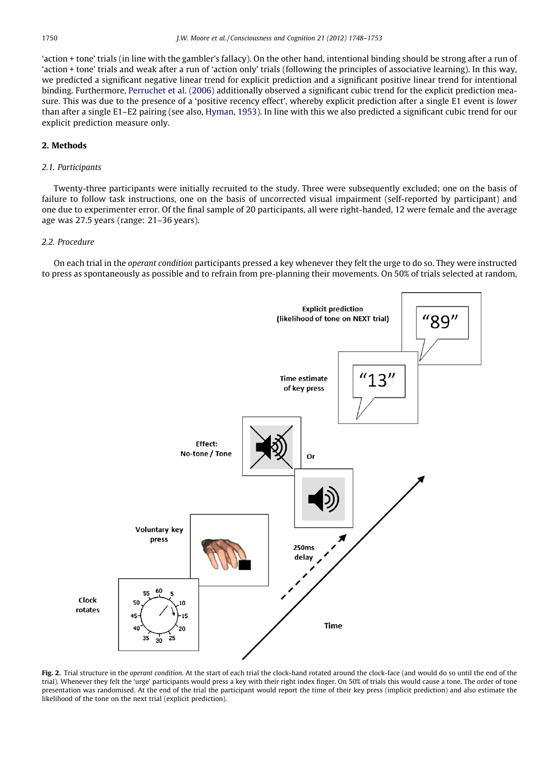'action + tone' trials (in line with the gambler's fallacy). On the other hand, intentional binding should be strong after a run of 'action + tone' trials and weak after a run of 'action only' trials (following the principles of associative learning). In this way, we predicted a significant negative linear trend for explicit prediction and a significant positive linear trend for intentional binding. Furthermore, Perruchet et al. (2006) additionally observed a significant cubic trend for the explicit prediction measure. This was due to the presence of a 'positive recency effect', whereby explicit prediction after a single E1 event is *lower* than after a single E1–E2 pairing (see also, Hyman, 1953). In line with this we also predicted a significant cubic trend for our explicit prediction measure only.

## 2. Methods

### 2.1. Participants

Twenty-three participants were initially recruited to the study. Three were subsequently excluded; one on the basis of failure to follow task instructions, one on the basis of uncorrected visual impairment (self-reported by participant) and one due to experimenter error. Of the final sample of 20 participants, all were right-handed, 12 were female and the average age was 27.5 years (range: 21–36 years).

### 2.2. Procedure

On each trial in the *operant condition* participants pressed a key whenever they felt the urge to do so. They were instructed to press as spontaneously as possible and to refrain from pre-planning their movements. On 50% of trials selected at random,

**Fig. 2.** Trial structure in the *operant condition*. At the start of each trial the clock-hand rotated around the clock-face (and would do so until the end of the trial). Whenever they felt the 'urge' participants would press a key with their right index finger. On 50% of trials this would cause a tone. The order of tone presentation was randomised. At the end of the trial the participant would report the time of their key press (implicit prediction) and also estimate the likelihood of the tone on the next trial (explicit prediction).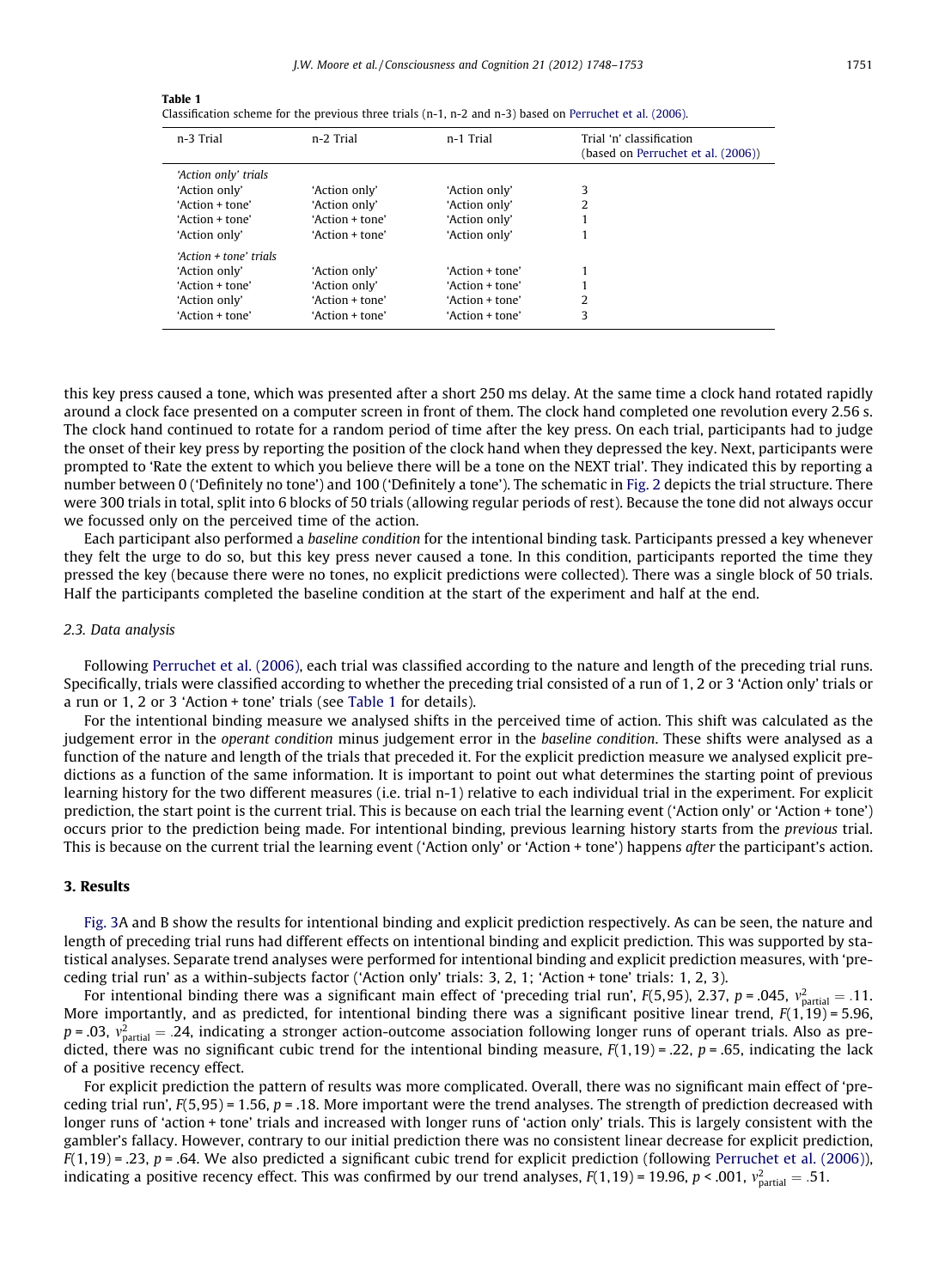**Table 1**
Classification scheme for the previous three trials (n-1, n-2 and n-3) based on Perruchet et al. (2006).

| n-3 Trial | n-2 Trial | n-1 Trial | Trial 'n' classification (based on Perruchet et al. (2006)) |
|---|---|---|---|
| *'Action only' trials* | | | |
| 'Action only' | 'Action only' | 'Action only' | 3 |
| 'Action + tone' | 'Action only' | 'Action only' | 2 |
| 'Action + tone' | 'Action + tone' | 'Action only' | 1 |
| 'Action only' | 'Action + tone' | 'Action only' | 1 |
| *'Action + tone' trials* | | | |
| 'Action only' | 'Action only' | 'Action + tone' | 1 |
| 'Action + tone' | 'Action only' | 'Action + tone' | 1 |
| 'Action only' | 'Action + tone' | 'Action + tone' | 2 |
| 'Action + tone' | 'Action + tone' | 'Action + tone' | 3 |

this key press caused a tone, which was presented after a short 250 ms delay. At the same time a clock hand rotated rapidly around a clock face presented on a computer screen in front of them. The clock hand completed one revolution every 2.56 s. The clock hand continued to rotate for a random period of time after the key press. On each trial, participants had to judge the onset of their key press by reporting the position of the clock hand when they depressed the key. Next, participants were prompted to 'Rate the extent to which you believe there will be a tone on the NEXT trial'. They indicated this by reporting a number between 0 ('Definitely no tone') and 100 ('Definitely a tone'). The schematic in Fig. 2 depicts the trial structure. There were 300 trials in total, split into 6 blocks of 50 trials (allowing regular periods of rest). Because the tone did not always occur we focussed only on the perceived time of the action.

Each participant also performed a *baseline condition* for the intentional binding task. Participants pressed a key whenever they felt the urge to do so, but this key press never caused a tone. In this condition, participants reported the time they pressed the key (because there were no tones, no explicit predictions were collected). There was a single block of 50 trials. Half the participants completed the baseline condition at the start of the experiment and half at the end.

### 2.3. Data analysis

Following Perruchet et al. (2006), each trial was classified according to the nature and length of the preceding trial runs. Specifically, trials were classified according to whether the preceding trial consisted of a run of 1, 2 or 3 'Action only' trials or a run or 1, 2 or 3 'Action + tone' trials (see Table 1 for details).

For the intentional binding measure we analysed shifts in the perceived time of action. This shift was calculated as the judgement error in the *operant condition* minus judgement error in the *baseline condition*. These shifts were analysed as a function of the nature and length of the trials that preceded it. For the explicit prediction measure we analysed explicit predictions as a function of the same information. It is important to point out what determines the starting point of previous learning history for the two different measures (i.e. trial n-1) relative to each individual trial in the experiment. For explicit prediction, the start point is the current trial. This is because on each trial the learning event ('Action only' or 'Action + tone') occurs prior to the prediction being made. For intentional binding, previous learning history starts from the *previous* trial. This is because on the current trial the learning event ('Action only' or 'Action + tone') happens *after* the participant's action.

## 3. Results

Fig. 3A and B show the results for intentional binding and explicit prediction respectively. As can be seen, the nature and length of preceding trial runs had different effects on intentional binding and explicit prediction. This was supported by statistical analyses. Separate trend analyses were performed for intentional binding and explicit prediction measures, with 'preceding trial run' as a within-subjects factor ('Action only' trials: 3, 2, 1; 'Action + tone' trials: 1, 2, 3).

For intentional binding there was a significant main effect of 'preceding trial run', $F(5,95)$, 2.37, $p = .045$, $\eta^2_{\text{partial}} = .11$. More importantly, and as predicted, for intentional binding there was a significant positive linear trend, $F(1,19) = 5.96$, $p = .03$, $\eta^2_{\text{partial}} = .24$, indicating a stronger action-outcome association following longer runs of operant trials. Also as predicted, there was no significant cubic trend for the intentional binding measure, $F(1,19) = .22$, $p = .65$, indicating the lack of a positive recency effect.

For explicit prediction the pattern of results was more complicated. Overall, there was no significant main effect of 'preceding trial run', $F(5,95) = 1.56$, $p = .18$. More important were the trend analyses. The strength of prediction decreased with longer runs of 'action + tone' trials and increased with longer runs of 'action only' trials. This is largely consistent with the gambler's fallacy. However, contrary to our initial prediction there was no consistent linear decrease for explicit prediction, $F(1,19) = .23$, $p = .64$. We also predicted a significant cubic trend for explicit prediction (following Perruchet et al. (2006)), indicating a positive recency effect. This was confirmed by our trend analyses, $F(1,19) = 19.96$, $p < .001$, $\eta^2_{\text{partial}} = .51$.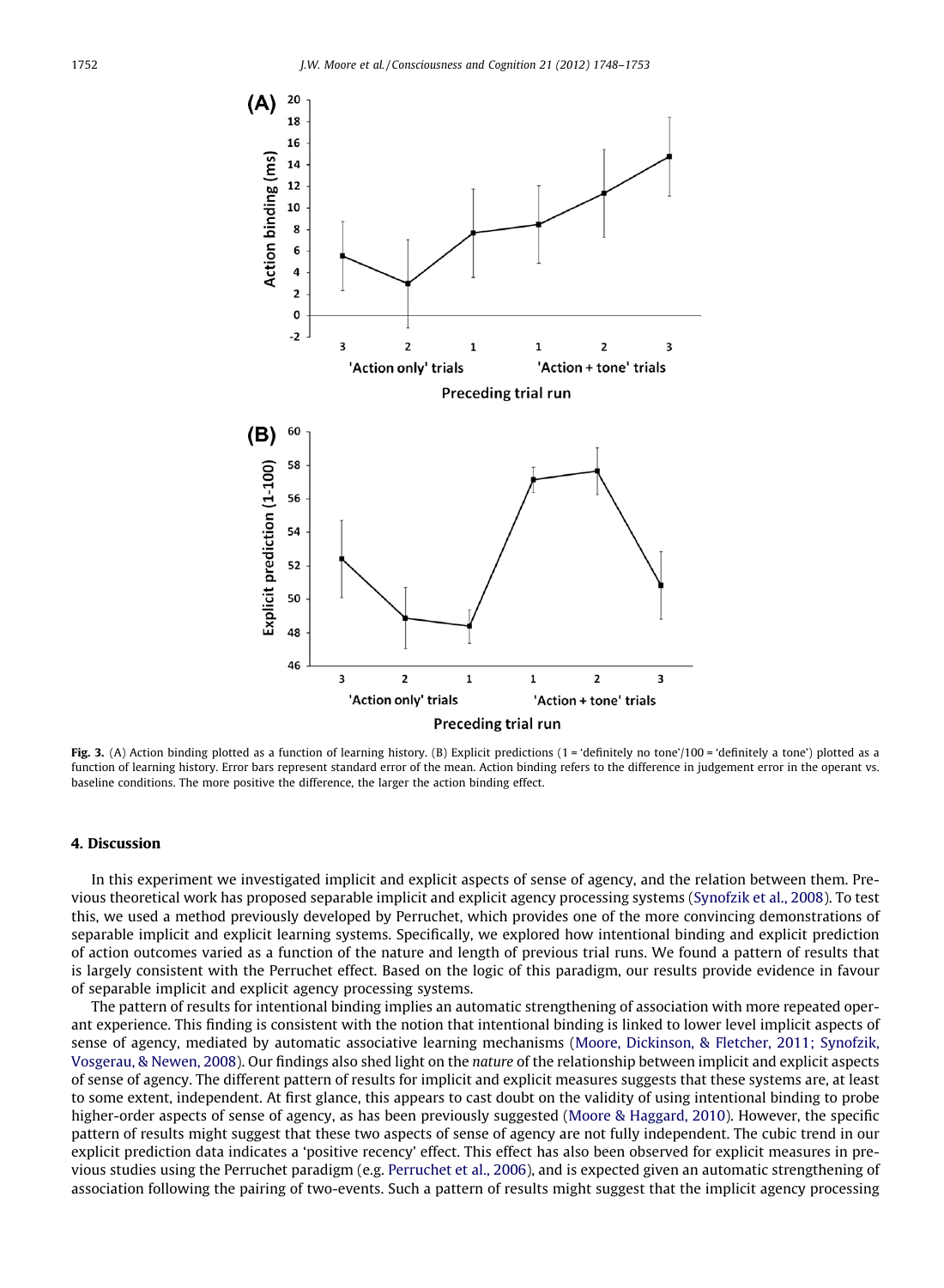(A)

Action binding (ms)

20
18
16
14
12
10
8
6
4
2
0
-2

3 2 1 1 2 3

'Action only' trials 'Action + tone' trials

Preceding trial run

(B)

Explicit prediction (1-100)

60
58
56
54
52
50
48
46

3 2 1 1 2 3

'Action only' trials 'Action + tone' trials

Preceding trial run

**Fig. 3.** (A) Action binding plotted as a function of learning history. (B) Explicit predictions (1 = 'definitely no tone'/100 = 'definitely a tone') plotted as a function of learning history. Error bars represent standard error of the mean. Action binding refers to the difference in judgement error in the operant vs. baseline conditions. The more positive the difference, the larger the action binding effect.

## 4. Discussion

In this experiment we investigated implicit and explicit aspects of sense of agency, and the relation between them. Previous theoretical work has proposed separable implicit and explicit agency processing systems (Synofzik et al., 2008). To test this, we used a method previously developed by Perruchet, which provides one of the more convincing demonstrations of separable implicit and explicit learning systems. Specifically, we explored how intentional binding and explicit prediction of action outcomes varied as a function of the nature and length of previous trial runs. We found a pattern of results that is largely consistent with the Perruchet effect. Based on the logic of this paradigm, our results provide evidence in favour of separable implicit and explicit agency processing systems.

The pattern of results for intentional binding implies an automatic strengthening of association with more repeated operant experience. This finding is consistent with the notion that intentional binding is linked to lower level implicit aspects of sense of agency, mediated by automatic associative learning mechanisms (Moore, Dickinson, & Fletcher, 2011; Synofzik, Vosgerau, & Newen, 2008). Our findings also shed light on the *nature* of the relationship between implicit and explicit aspects of sense of agency. The different pattern of results for implicit and explicit measures suggests that these systems are, at least to some extent, independent. At first glance, this appears to cast doubt on the validity of using intentional binding to probe higher-order aspects of sense of agency, as has been previously suggested (Moore & Haggard, 2010). However, the specific pattern of results might suggest that these two aspects of sense of agency are not fully independent. The cubic trend in our explicit prediction data indicates a 'positive recency' effect. This effect has also been observed for explicit measures in previous studies using the Perruchet paradigm (e.g. Perruchet et al., 2006), and is expected given an automatic strengthening of association following the pairing of two-events. Such a pattern of results might suggest that the implicit agency processing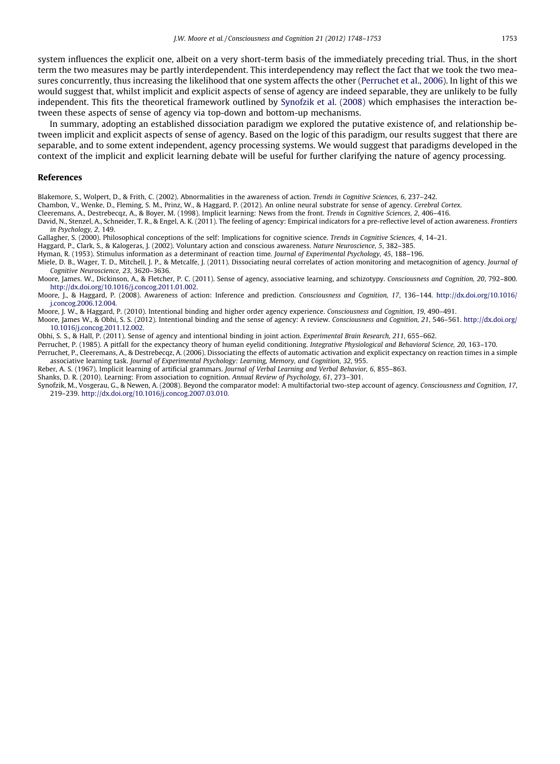system influences the explicit one, albeit on a very short-term basis of the immediately preceding trial. Thus, in the short term the two measures may be partly interdependent. This interdependency may reflect the fact that we took the two measures concurrently, thus increasing the likelihood that one system affects the other (Perruchet et al., 2006). In light of this we would suggest that, whilst implicit and explicit aspects of sense of agency are indeed separable, they are unlikely to be fully independent. This fits the theoretical framework outlined by Synofzik et al. (2008) which emphasises the interaction between these aspects of sense of agency via top-down and bottom-up mechanisms.

In summary, adopting an established dissociation paradigm we explored the putative existence of, and relationship between implicit and explicit aspects of sense of agency. Based on the logic of this paradigm, our results suggest that there are separable, and to some extent independent, agency processing systems. We would suggest that paradigms developed in the context of the implicit and explicit learning debate will be useful for further clarifying the nature of agency processing.

## References

Blakemore, S., Wolpert, D., & Frith, C. (2002). Abnormalities in the awareness of action. *Trends in Cognitive Sciences, 6*, 237–242.

Chambon, V., Wenke, D., Fleming, S. M., Prinz, W., & Haggard, P. (2012). An online neural substrate for sense of agency. *Cerebral Cortex*.

Cleeremans, A., Destrebecqz, A., & Boyer, M. (1998). Implicit learning: News from the front. *Trends in Cognitive Sciences, 2*, 406–416.

David, N., Stenzel, A., Schneider, T. R., & Engel, A. K. (2011). The feeling of agency: Empirical indicators for a pre-reflective level of action awareness. *Frontiers in Psychology, 2*, 149.

Gallagher, S. (2000). Philosophical conceptions of the self: Implications for cognitive science. *Trends in Cognitive Sciences, 4*, 14–21.

Haggard, P., Clark, S., & Kalogeras, J. (2002). Voluntary action and conscious awareness. *Nature Neuroscience, 5*, 382–385.

Hyman, R. (1953). Stimulus information as a determinant of reaction time. *Journal of Experimental Psychology, 45*, 188–196.

Miele, D. B., Wager, T. D., Mitchell, J. P., & Metcalfe, J. (2011). Dissociating neural correlates of action monitoring and metacognition of agency. *Journal of Cognitive Neuroscience, 23*, 3620–3636.

Moore, James. W., Dickinson, A., & Fletcher, P. C. (2011). Sense of agency, associative learning, and schizotypy. *Consciousness and Cognition, 20*, 792–800. http://dx.doi.org/10.1016/j.concog.2011.01.002.

Moore, J., & Haggard, P. (2008). Awareness of action: Inference and prediction. *Consciousness and Cognition, 17*, 136–144. http://dx.doi.org/10.1016/j.concog.2006.12.004.

Moore, J. W., & Haggard, P. (2010). Intentional binding and higher order agency experience. *Consciousness and Cognition, 19*, 490–491.

Moore, James W., & Obhi, S. S. (2012). Intentional binding and the sense of agency: A review. *Consciousness and Cognition, 21*, 546–561. http://dx.doi.org/10.1016/j.concog.2011.12.002.

Obhi, S. S., & Hall, P. (2011). Sense of agency and intentional binding in joint action. *Experimental Brain Research, 211*, 655–662.

Perruchet, P. (1985). A pitfall for the expectancy theory of human eyelid conditioning. *Integrative Physiological and Behavioral Science, 20*, 163–170.

Perruchet, P., Cleeremans, A., & Destrebecqz, A. (2006). Dissociating the effects of automatic activation and explicit expectancy on reaction times in a simple associative learning task. *Journal of Experimental Psychology: Learning, Memory, and Cognition, 32*, 955.

Reber, A. S. (1967). Implicit learning of artificial grammars. *Journal of Verbal Learning and Verbal Behavior, 6*, 855–863.

Shanks, D. R. (2010). Learning: From association to cognition. *Annual Review of Psychology, 61*, 273–301.

Synofzik, M., Vosgerau, G., & Newen, A. (2008). Beyond the comparator model: A multifactorial two-step account of agency. *Consciousness and Cognition, 17*, 219–239. http://dx.doi.org/10.1016/j.concog.2007.03.010.